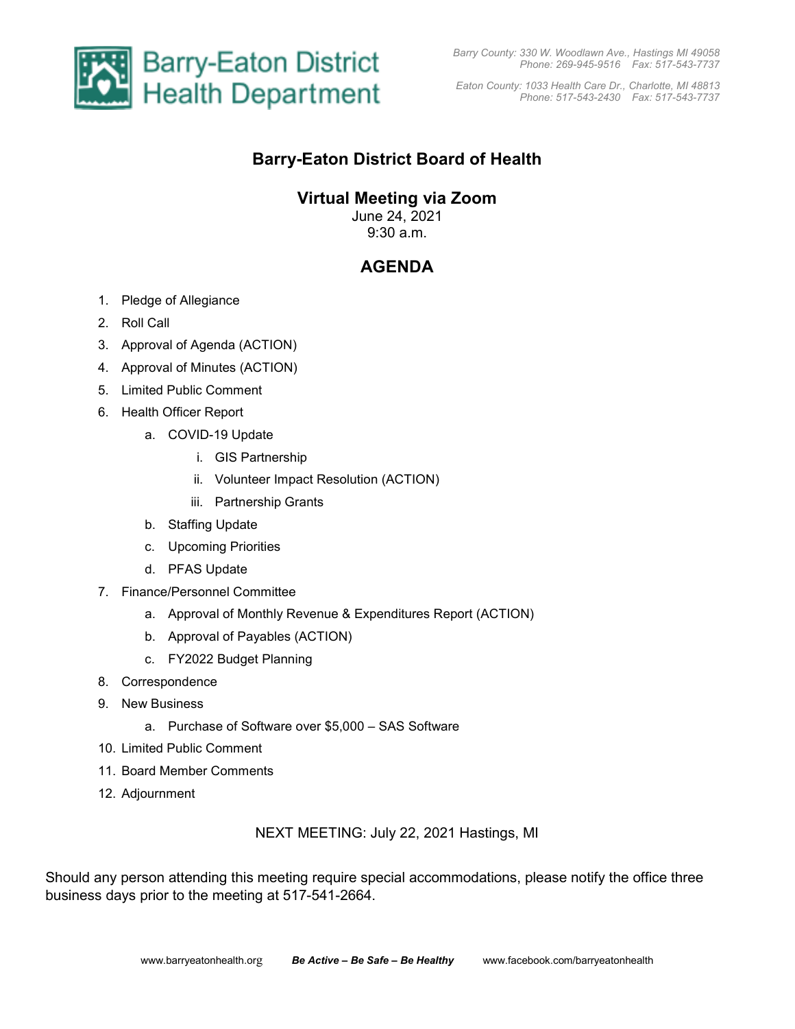Barry-Eaton District Health Department

*Barry County: 330 W. Woodlawn Ave., Hastings MI 49058*
*Phone: 269-945-9516 Fax: 517-543-7737*

*Eaton County: 1033 Health Care Dr., Charlotte, MI 48813*
*Phone: 517-543-2430 Fax: 517-543-7737*

# Barry-Eaton District Board of Health

## Virtual Meeting via Zoom

June 24, 2021
9:30 a.m.

## AGENDA

1. Pledge of Allegiance
2. Roll Call
3. Approval of Agenda (ACTION)
4. Approval of Minutes (ACTION)
5. Limited Public Comment
6. Health Officer Report
    a. COVID-19 Update
        i. GIS Partnership
        ii. Volunteer Impact Resolution (ACTION)
        iii. Partnership Grants
    b. Staffing Update
    c. Upcoming Priorities
    d. PFAS Update
7. Finance/Personnel Committee
    a. Approval of Monthly Revenue & Expenditures Report (ACTION)
    b. Approval of Payables (ACTION)
    c. FY2022 Budget Planning
8. Correspondence
9. New Business
    a. Purchase of Software over $5,000 – SAS Software
10. Limited Public Comment
11. Board Member Comments
12. Adjournment

NEXT MEETING: July 22, 2021 Hastings, MI

Should any person attending this meeting require special accommodations, please notify the office three business days prior to the meeting at 517-541-2664.

www.barryeatonhealth.org ***Be Active – Be Safe – Be Healthy*** www.facebook.com/barryeatonhealth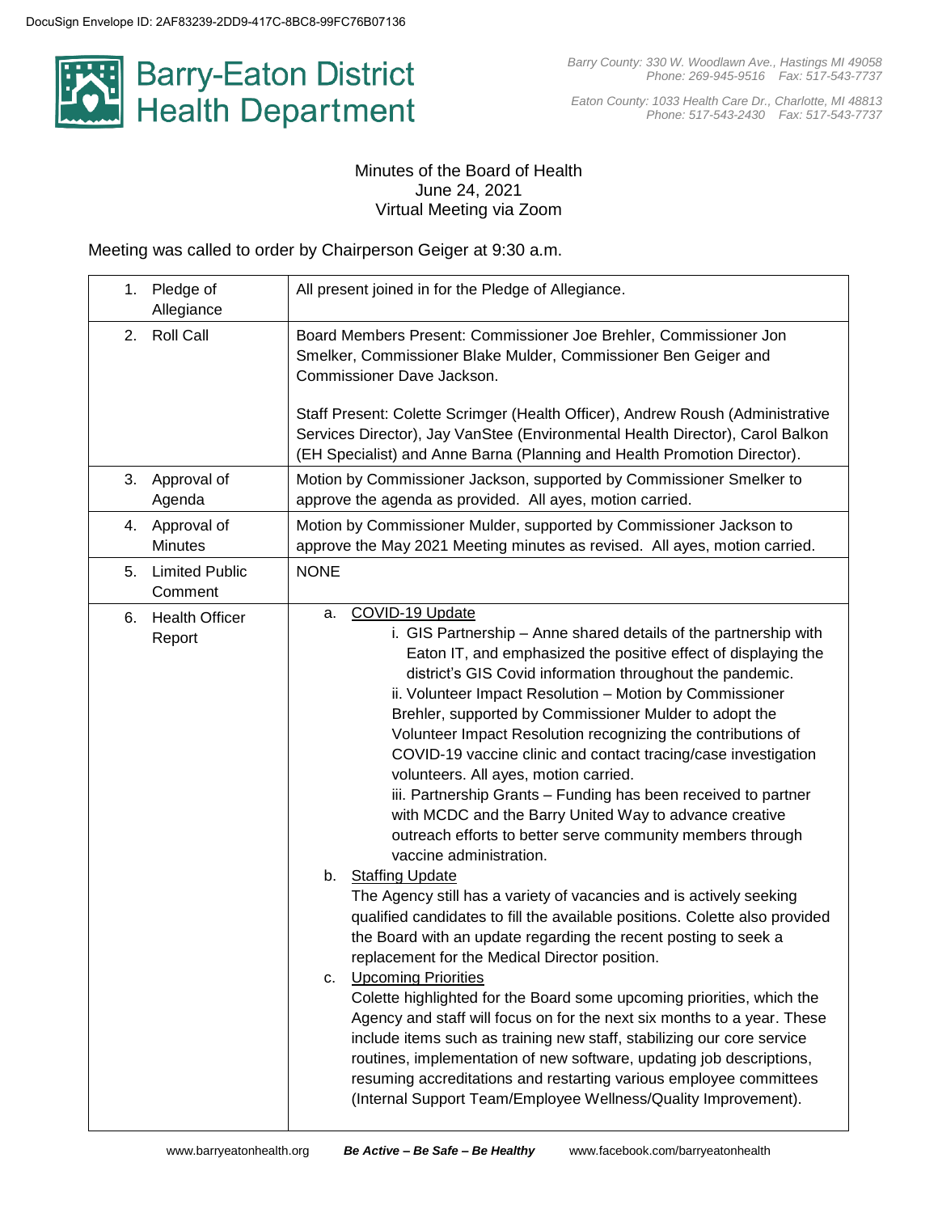DocuSign Envelope ID: 2AF83239-2DD9-417C-8BC8-99FC76B07136

# Barry-Eaton District Health Department

*Barry County: 330 W. Woodlawn Ave., Hastings MI 49058*
*Phone: 269-945-9516 Fax: 517-543-7737*

*Eaton County: 1033 Health Care Dr., Charlotte, MI 48813*
*Phone: 517-543-2430 Fax: 517-543-7737*

Minutes of the Board of Health
June 24, 2021
Virtual Meeting via Zoom

Meeting was called to order by Chairperson Geiger at 9:30 a.m.

| | |
|---|---|
| 1. Pledge of Allegiance | All present joined in for the Pledge of Allegiance. |
| 2. Roll Call | Board Members Present: Commissioner Joe Brehler, Commissioner Jon Smelker, Commissioner Blake Mulder, Commissioner Ben Geiger and Commissioner Dave Jackson.<br><br>Staff Present: Colette Scrimger (Health Officer), Andrew Roush (Administrative Services Director), Jay VanStee (Environmental Health Director), Carol Balkon (EH Specialist) and Anne Barna (Planning and Health Promotion Director). |
| 3. Approval of Agenda | Motion by Commissioner Jackson, supported by Commissioner Smelker to approve the agenda as provided. All ayes, motion carried. |
| 4. Approval of Minutes | Motion by Commissioner Mulder, supported by Commissioner Jackson to approve the May 2021 Meeting minutes as revised. All ayes, motion carried. |
| 5. Limited Public Comment | NONE |
| 6. Health Officer Report | a. COVID-19 Update<br>i. GIS Partnership – Anne shared details of the partnership with Eaton IT, and emphasized the positive effect of displaying the district's GIS Covid information throughout the pandemic.<br>ii. Volunteer Impact Resolution – Motion by Commissioner Brehler, supported by Commissioner Mulder to adopt the Volunteer Impact Resolution recognizing the contributions of COVID-19 vaccine clinic and contact tracing/case investigation volunteers. All ayes, motion carried.<br>iii. Partnership Grants – Funding has been received to partner with MCDC and the Barry United Way to advance creative outreach efforts to better serve community members through vaccine administration.<br>b. Staffing Update<br>The Agency still has a variety of vacancies and is actively seeking qualified candidates to fill the available positions. Colette also provided the Board with an update regarding the recent posting to seek a replacement for the Medical Director position.<br>c. Upcoming Priorities<br>Colette highlighted for the Board some upcoming priorities, which the Agency and staff will focus on for the next six months to a year. These include items such as training new staff, stabilizing our core service routines, implementation of new software, updating job descriptions, resuming accreditations and restarting various employee committees (Internal Support Team/Employee Wellness/Quality Improvement). |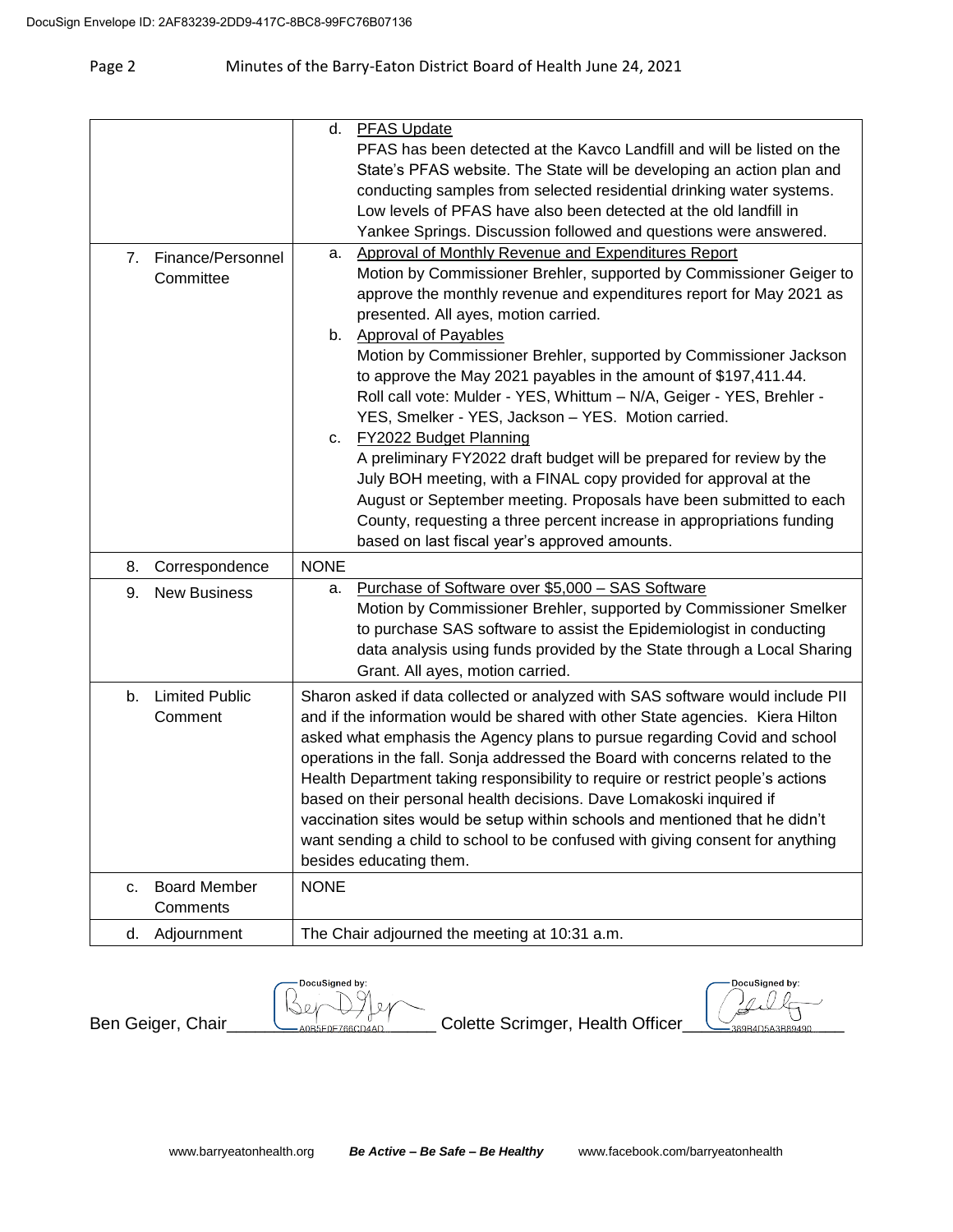| | |
|---|---|
| | d. PFAS Update<br>PFAS has been detected at the Kavco Landfill and will be listed on the State's PFAS website. The State will be developing an action plan and conducting samples from selected residential drinking water systems. Low levels of PFAS have also been detected at the old landfill in Yankee Springs. Discussion followed and questions were answered. |
| 7. Finance/Personnel Committee | a. Approval of Monthly Revenue and Expenditures Report<br>Motion by Commissioner Brehler, supported by Commissioner Geiger to approve the monthly revenue and expenditures report for May 2021 as presented. All ayes, motion carried.<br>b. Approval of Payables<br>Motion by Commissioner Brehler, supported by Commissioner Jackson to approve the May 2021 payables in the amount of $197,411.44. Roll call vote: Mulder - YES, Whittum – N/A, Geiger - YES, Brehler - YES, Smelker - YES, Jackson – YES. Motion carried.<br>c. FY2022 Budget Planning<br>A preliminary FY2022 draft budget will be prepared for review by the July BOH meeting, with a FINAL copy provided for approval at the August or September meeting. Proposals have been submitted to each County, requesting a three percent increase in appropriations funding based on last fiscal year's approved amounts. |
| 8. Correspondence | NONE |
| 9. New Business | a. Purchase of Software over $5,000 – SAS Software<br>Motion by Commissioner Brehler, supported by Commissioner Smelker to purchase SAS software to assist the Epidemiologist in conducting data analysis using funds provided by the State through a Local Sharing Grant. All ayes, motion carried. |
| b. Limited Public Comment | Sharon asked if data collected or analyzed with SAS software would include PII and if the information would be shared with other State agencies. Kiera Hilton asked what emphasis the Agency plans to pursue regarding Covid and school operations in the fall. Sonja addressed the Board with concerns related to the Health Department taking responsibility to require or restrict people's actions based on their personal health decisions. Dave Lomakoski inquired if vaccination sites would be setup within schools and mentioned that he didn't want sending a child to school to be confused with giving consent for anything besides educating them. |
| c. Board Member Comments | NONE |
| d. Adjournment | The Chair adjourned the meeting at 10:31 a.m. |

Ben Geiger, Chair ____________ Colette Scrimger, Health Officer ____________